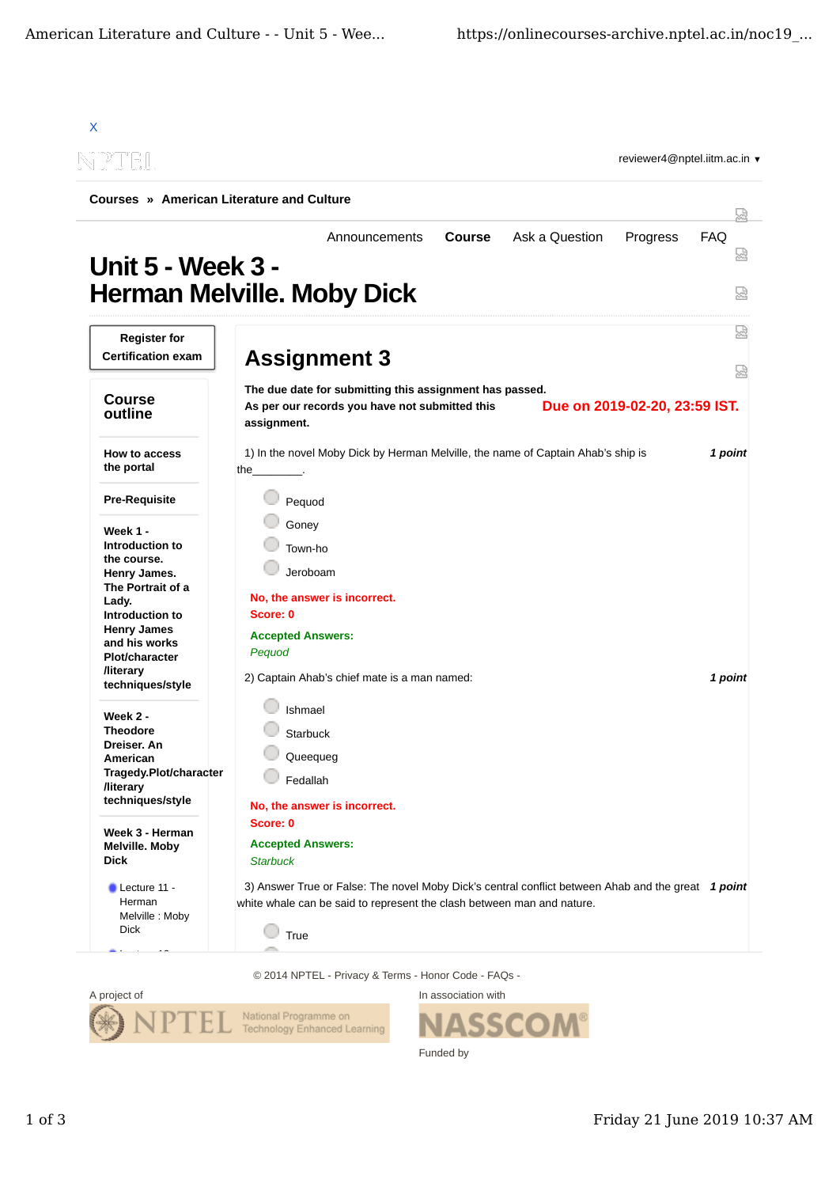X

reviewer4@nptel.iitm.ac.in ▾

**Courses » American Literature and Culture**

Announcements | **Course** | Ask a Question | Progress | FAQ

# Unit 5 - Week 3 - Herman Melville. Moby Dick

**Register for Certification exam**

## Course outline

**How to access the portal**

**Pre-Requisite**

**Week 1 - Introduction to the course. Henry James. The Portrait of a Lady. Introduction to Henry James and his works Plot/character /literary techniques/style**

**Week 2 - Theodore Dreiser. An American Tragedy.Plot/character /literary techniques/style**

**Week 3 - Herman Melville. Moby Dick**

- Lecture 11 - Herman Melville : Moby Dick

## Assignment 3

**The due date for submitting this assignment has passed.**
**As per our records you have not submitted this assignment.**

**Due on 2019-02-20, 23:59 IST.**

1) In the novel Moby Dick by Herman Melville, the name of Captain Ahab's ship is the________. *1 point*

- Pequod
- Goney
- Town-ho
- Jeroboam

**No, the answer is incorrect.**
**Score: 0**

**Accepted Answers:**
*Pequod*

2) Captain Ahab's chief mate is a man named: *1 point*

- Ishmael
- Starbuck
- Queequeg
- Fedallah

**No, the answer is incorrect.**
**Score: 0**

**Accepted Answers:**
*Starbuck*

3) Answer True or False: The novel Moby Dick's central conflict between Ahab and the great white whale can be said to represent the clash between man and nature. *1 point*

- True

© 2014 NPTEL - Privacy & Terms - Honor Code - FAQs -

A project of NPTEL National Programme on Technology Enhanced Learning

In association with NASSCOM

Funded by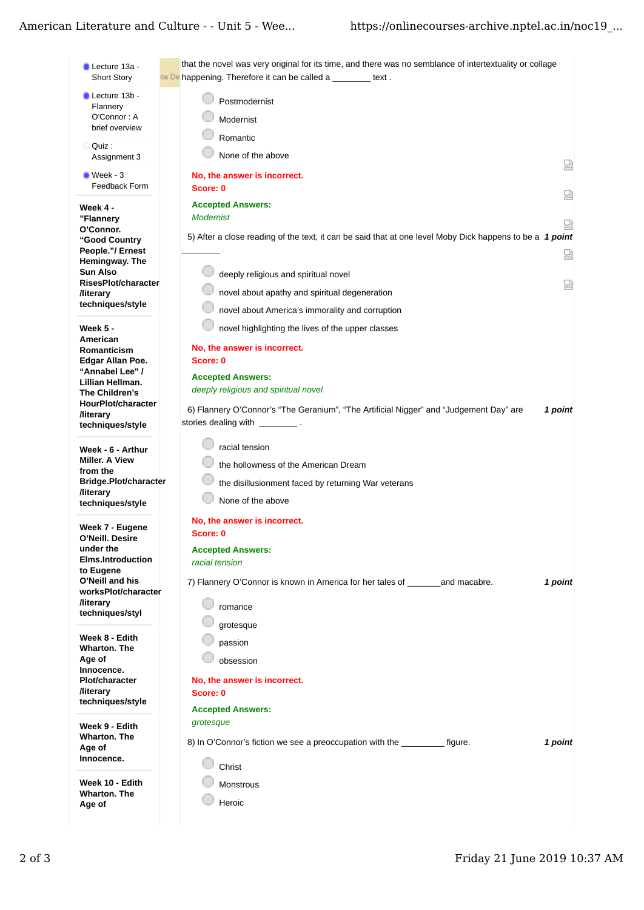- Lecture 13a - Short Story
- Lecture 13b - Flannery O'Connor : A brief overview
- Quiz : Assignment 3
- Week - 3 Feedback Form

**Week 4 - "Flannery O'Connor. "Good Country People."/ Ernest Hemingway. The Sun Also RisesPlot/character /literary techniques/style**

**Week 5 - American Romanticism Edgar Allan Poe. "Annabel Lee" / Lillian Hellman. The Children's HourPlot/character /literary techniques/style**

**Week - 6 - Arthur Miller. A View from the Bridge.Plot/character /literary techniques/style**

**Week 7 - Eugene O'Neill. Desire under the Elms.Introduction to Eugene O'Neill and his worksPlot/character /literary techniques/styl**

**Week 8 - Edith Wharton. The Age of Innocence. Plot/character /literary techniques/style**

**Week 9 - Edith Wharton. The Age of Innocence.**

**Week 10 - Edith Wharton. The Age of**

---

that the novel was very original for its time, and there was no semblance of intertextuality or collage happening. Therefore it can be called a ________ text .

- Postmodernist
- Modernist
- Romantic
- None of the above

No, the answer is incorrect.
Score: 0

**Accepted Answers:**
*Modernist*

5) After a close reading of the text, it can be said that at one level Moby Dick happens to be a ________ **1 point**

- deeply religious and spiritual novel
- novel about apathy and spiritual degeneration
- novel about America's immorality and corruption
- novel highlighting the lives of the upper classes

No, the answer is incorrect.
Score: 0

**Accepted Answers:**
*deeply religious and spiritual novel*

6) Flannery O'Connor's "The Geranium", "The Artificial Nigger" and "Judgement Day" are stories dealing with ________ . **1 point**

- racial tension
- the hollowness of the American Dream
- the disillusionment faced by returning War veterans
- None of the above

No, the answer is incorrect.
Score: 0

**Accepted Answers:**
*racial tension*

7) Flannery O'Connor is known in America for her tales of _______and macabre. **1 point**

- romance
- grotesque
- passion
- obsession

No, the answer is incorrect.
Score: 0

**Accepted Answers:**
*grotesque*

8) In O'Connor's fiction we see a preoccupation with the _________ figure. **1 point**

- Christ
- Monstrous
- Heroic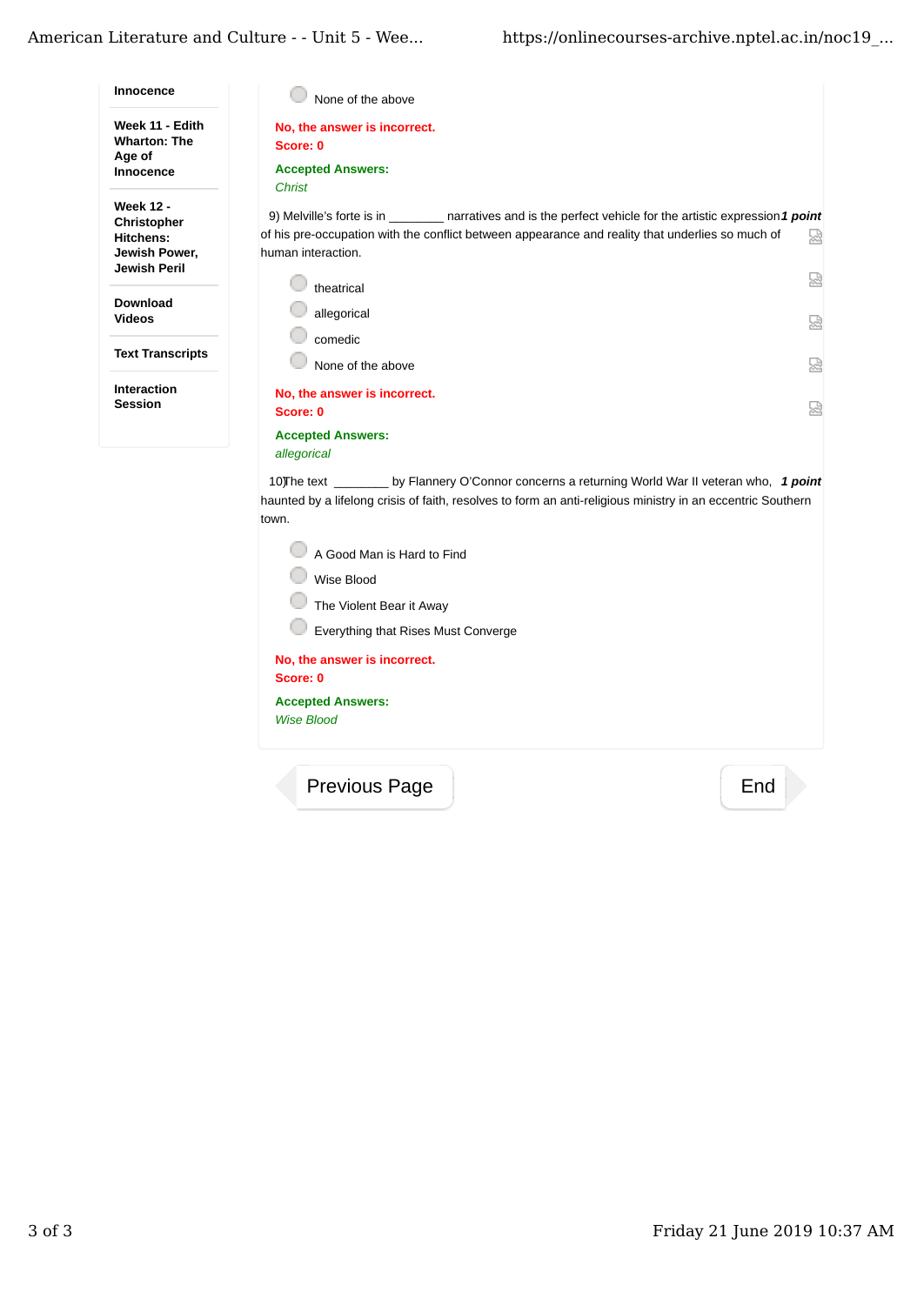- Innocence
- Week 11 - Edith Wharton: The Age of Innocence
- Week 12 - Christopher Hitchens: Jewish Power, Jewish Peril
- Download Videos
- Text Transcripts
- Interaction Session

None of the above

**No, the answer is incorrect.**
**Score: 0**

**Accepted Answers:**
*Christ*

9) Melville's forte is in ________ narratives and is the perfect vehicle for the artistic expression of his pre-occupation with the conflict between appearance and reality that underlies so much of human interaction. ***1 point***

- theatrical
- allegorical
- comedic
- None of the above

**No, the answer is incorrect.**
**Score: 0**

**Accepted Answers:**
*allegorical*

10)The text ________ by Flannery O'Connor concerns a returning World War II veteran who, haunted by a lifelong crisis of faith, resolves to form an anti-religious ministry in an eccentric Southern town. ***1 point***

- A Good Man is Hard to Find
- Wise Blood
- The Violent Bear it Away
- Everything that Rises Must Converge

**No, the answer is incorrect.**
**Score: 0**

**Accepted Answers:**
*Wise Blood*

Previous Page

End